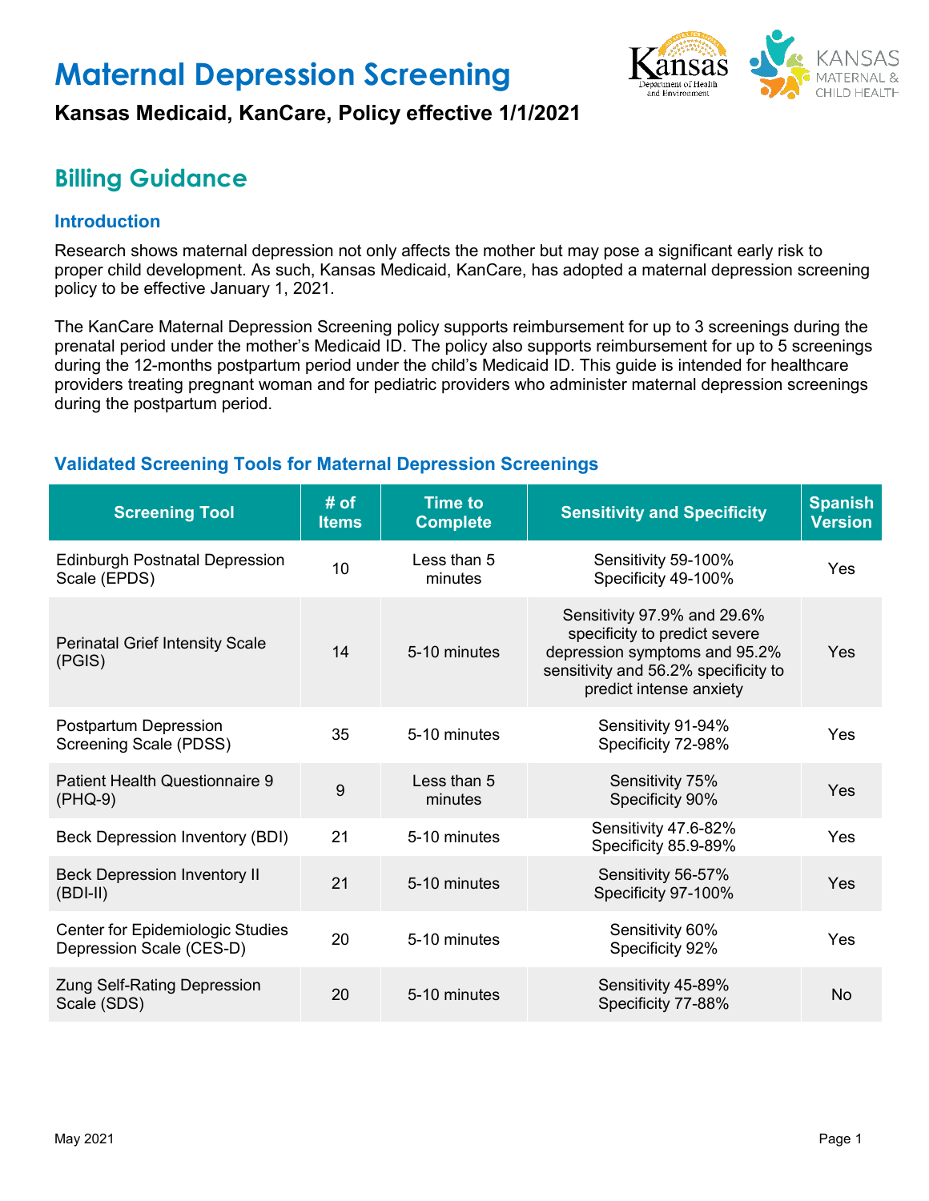# Maternal Depression Screening

**Kansas Medicaid, KanCare, Policy effective 1/1/2021**

## Billing Guidance

### Introduction

Research shows maternal depression not only affects the mother but may pose a significant early risk to proper child development. As such, Kansas Medicaid, KanCare, has adopted a maternal depression screening policy to be effective January 1, 2021.

The KanCare Maternal Depression Screening policy supports reimbursement for up to 3 screenings during the prenatal period under the mother's Medicaid ID. The policy also supports reimbursement for up to 5 screenings during the 12-months postpartum period under the child's Medicaid ID. This guide is intended for healthcare providers treating pregnant woman and for pediatric providers who administer maternal depression screenings during the postpartum period.

### Validated Screening Tools for Maternal Depression Screenings

| Screening Tool | # of Items | Time to Complete | Sensitivity and Specificity | Spanish Version |
|---|---|---|---|---|
| Edinburgh Postnatal Depression Scale (EPDS) | 10 | Less than 5 minutes | Sensitivity 59-100%<br>Specificity 49-100% | Yes |
| Perinatal Grief Intensity Scale (PGIS) | 14 | 5-10 minutes | Sensitivity 97.9% and 29.6% specificity to predict severe depression symptoms and 95.2% sensitivity and 56.2% specificity to predict intense anxiety | Yes |
| Postpartum Depression Screening Scale (PDSS) | 35 | 5-10 minutes | Sensitivity 91-94%<br>Specificity 72-98% | Yes |
| Patient Health Questionnaire 9 (PHQ-9) | 9 | Less than 5 minutes | Sensitivity 75%<br>Specificity 90% | Yes |
| Beck Depression Inventory (BDI) | 21 | 5-10 minutes | Sensitivity 47.6-82%<br>Specificity 85.9-89% | Yes |
| Beck Depression Inventory II (BDI-II) | 21 | 5-10 minutes | Sensitivity 56-57%<br>Specificity 97-100% | Yes |
| Center for Epidemiologic Studies Depression Scale (CES-D) | 20 | 5-10 minutes | Sensitivity 60%<br>Specificity 92% | Yes |
| Zung Self-Rating Depression Scale (SDS) | 20 | 5-10 minutes | Sensitivity 45-89%<br>Specificity 77-88% | No |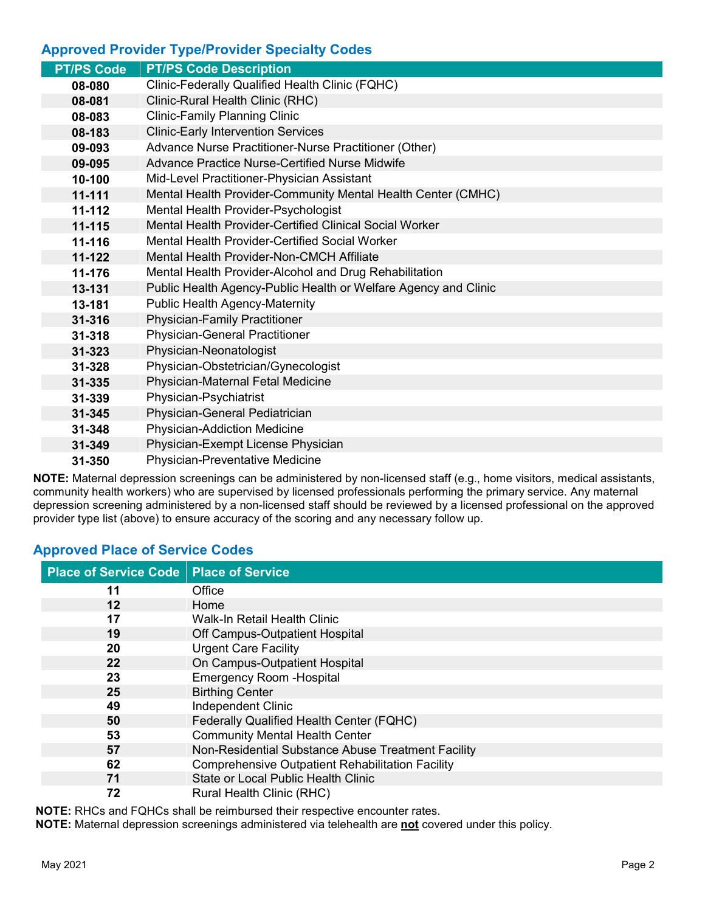## Approved Provider Type/Provider Specialty Codes

| PT/PS Code | PT/PS Code Description |
|---|---|
| **08-080** | Clinic-Federally Qualified Health Clinic (FQHC) |
| **08-081** | Clinic-Rural Health Clinic (RHC) |
| **08-083** | Clinic-Family Planning Clinic |
| **08-183** | Clinic-Early Intervention Services |
| **09-093** | Advance Nurse Practitioner-Nurse Practitioner (Other) |
| **09-095** | Advance Practice Nurse-Certified Nurse Midwife |
| **10-100** | Mid-Level Practitioner-Physician Assistant |
| **11-111** | Mental Health Provider-Community Mental Health Center (CMHC) |
| **11-112** | Mental Health Provider-Psychologist |
| **11-115** | Mental Health Provider-Certified Clinical Social Worker |
| **11-116** | Mental Health Provider-Certified Social Worker |
| **11-122** | Mental Health Provider-Non-CMCH Affiliate |
| **11-176** | Mental Health Provider-Alcohol and Drug Rehabilitation |
| **13-131** | Public Health Agency-Public Health or Welfare Agency and Clinic |
| **13-181** | Public Health Agency-Maternity |
| **31-316** | Physician-Family Practitioner |
| **31-318** | Physician-General Practitioner |
| **31-323** | Physician-Neonatologist |
| **31-328** | Physician-Obstetrician/Gynecologist |
| **31-335** | Physician-Maternal Fetal Medicine |
| **31-339** | Physician-Psychiatrist |
| **31-345** | Physician-General Pediatrician |
| **31-348** | Physician-Addiction Medicine |
| **31-349** | Physician-Exempt License Physician |
| **31-350** | Physician-Preventative Medicine |

**NOTE:** Maternal depression screenings can be administered by non-licensed staff (e.g., home visitors, medical assistants, community health workers) who are supervised by licensed professionals performing the primary service. Any maternal depression screening administered by a non-licensed staff should be reviewed by a licensed professional on the approved provider type list (above) to ensure accuracy of the scoring and any necessary follow up.

## Approved Place of Service Codes

| Place of Service Code | Place of Service |
|---|---|
| **11** | Office |
| **12** | Home |
| **17** | Walk-In Retail Health Clinic |
| **19** | Off Campus-Outpatient Hospital |
| **20** | Urgent Care Facility |
| **22** | On Campus-Outpatient Hospital |
| **23** | Emergency Room -Hospital |
| **25** | Birthing Center |
| **49** | Independent Clinic |
| **50** | Federally Qualified Health Center (FQHC) |
| **53** | Community Mental Health Center |
| **57** | Non-Residential Substance Abuse Treatment Facility |
| **62** | Comprehensive Outpatient Rehabilitation Facility |
| **71** | State or Local Public Health Clinic |
| **72** | Rural Health Clinic (RHC) |

**NOTE:** RHCs and FQHCs shall be reimbursed their respective encounter rates.

**NOTE:** Maternal depression screenings administered via telehealth are **not** covered under this policy.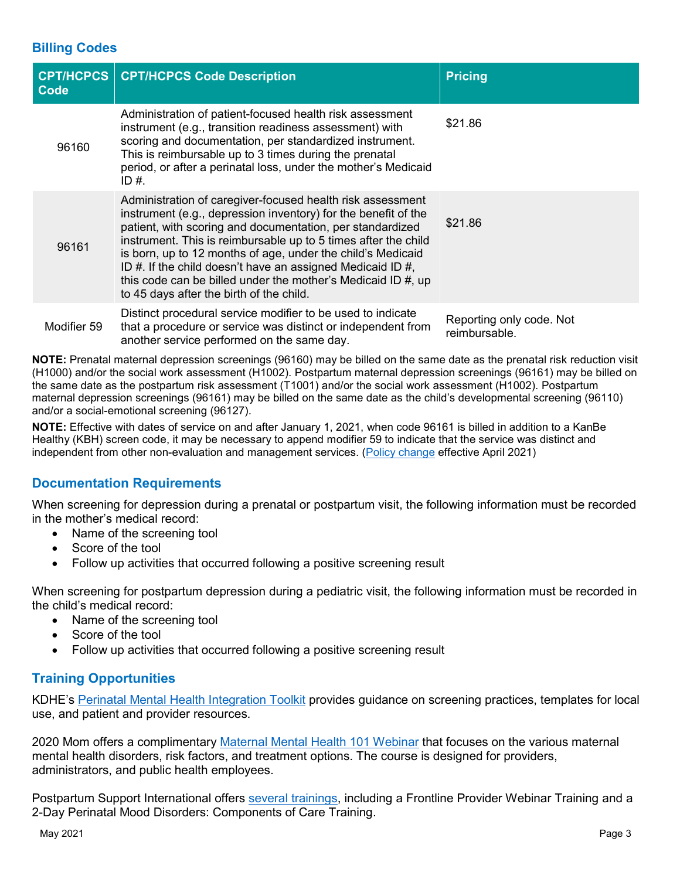## Billing Codes

| CPT/HCPCS Code | CPT/HCPCS Code Description | Pricing |
|---|---|---|
| 96160 | Administration of patient-focused health risk assessment instrument (e.g., transition readiness assessment) with scoring and documentation, per standardized instrument. This is reimbursable up to 3 times during the prenatal period, or after a perinatal loss, under the mother's Medicaid ID #. | $21.86 |
| 96161 | Administration of caregiver-focused health risk assessment instrument (e.g., depression inventory) for the benefit of the patient, with scoring and documentation, per standardized instrument. This is reimbursable up to 5 times after the child is born, up to 12 months of age, under the child's Medicaid ID #. If the child doesn't have an assigned Medicaid ID #, this code can be billed under the mother's Medicaid ID #, up to 45 days after the birth of the child. | $21.86 |
| Modifier 59 | Distinct procedural service modifier to be used to indicate that a procedure or service was distinct or independent from another service performed on the same day. | Reporting only code. Not reimbursable. |

**NOTE:** Prenatal maternal depression screenings (96160) may be billed on the same date as the prenatal risk reduction visit (H1000) and/or the social work assessment (H1002). Postpartum maternal depression screenings (96161) may be billed on the same date as the postpartum risk assessment (T1001) and/or the social work assessment (H1002). Postpartum maternal depression screenings (96161) may be billed on the same date as the child's developmental screening (96110) and/or a social-emotional screening (96127).

**NOTE:** Effective with dates of service on and after January 1, 2021, when code 96161 is billed in addition to a KanBe Healthy (KBH) screen code, it may be necessary to append modifier 59 to indicate that the service was distinct and independent from other non-evaluation and management services. (Policy change effective April 2021)

## Documentation Requirements

When screening for depression during a prenatal or postpartum visit, the following information must be recorded in the mother's medical record:

- Name of the screening tool
- Score of the tool
- Follow up activities that occurred following a positive screening result

When screening for postpartum depression during a pediatric visit, the following information must be recorded in the child's medical record:

- Name of the screening tool
- Score of the tool
- Follow up activities that occurred following a positive screening result

## Training Opportunities

KDHE's Perinatal Mental Health Integration Toolkit provides guidance on screening practices, templates for local use, and patient and provider resources.

2020 Mom offers a complimentary Maternal Mental Health 101 Webinar that focuses on the various maternal mental health disorders, risk factors, and treatment options. The course is designed for providers, administrators, and public health employees.

Postpartum Support International offers several trainings, including a Frontline Provider Webinar Training and a 2-Day Perinatal Mood Disorders: Components of Care Training.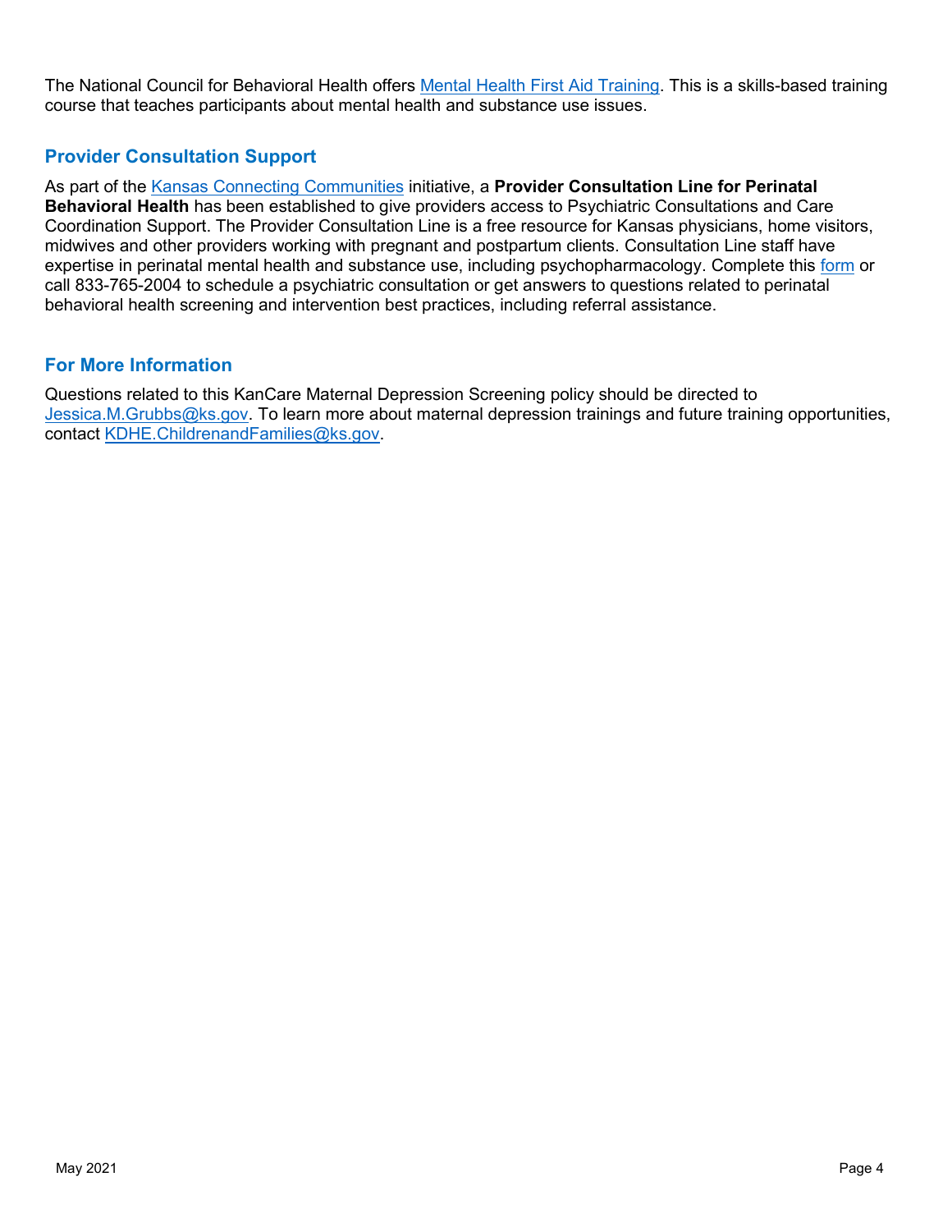The National Council for Behavioral Health offers Mental Health First Aid Training. This is a skills-based training course that teaches participants about mental health and substance use issues.

## Provider Consultation Support

As part of the Kansas Connecting Communities initiative, a **Provider Consultation Line for Perinatal Behavioral Health** has been established to give providers access to Psychiatric Consultations and Care Coordination Support. The Provider Consultation Line is a free resource for Kansas physicians, home visitors, midwives and other providers working with pregnant and postpartum clients. Consultation Line staff have expertise in perinatal mental health and substance use, including psychopharmacology. Complete this form or call 833-765-2004 to schedule a psychiatric consultation or get answers to questions related to perinatal behavioral health screening and intervention best practices, including referral assistance.

## For More Information

Questions related to this KanCare Maternal Depression Screening policy should be directed to Jessica.M.Grubbs@ks.gov. To learn more about maternal depression trainings and future training opportunities, contact KDHE.ChildrenandFamilies@ks.gov.